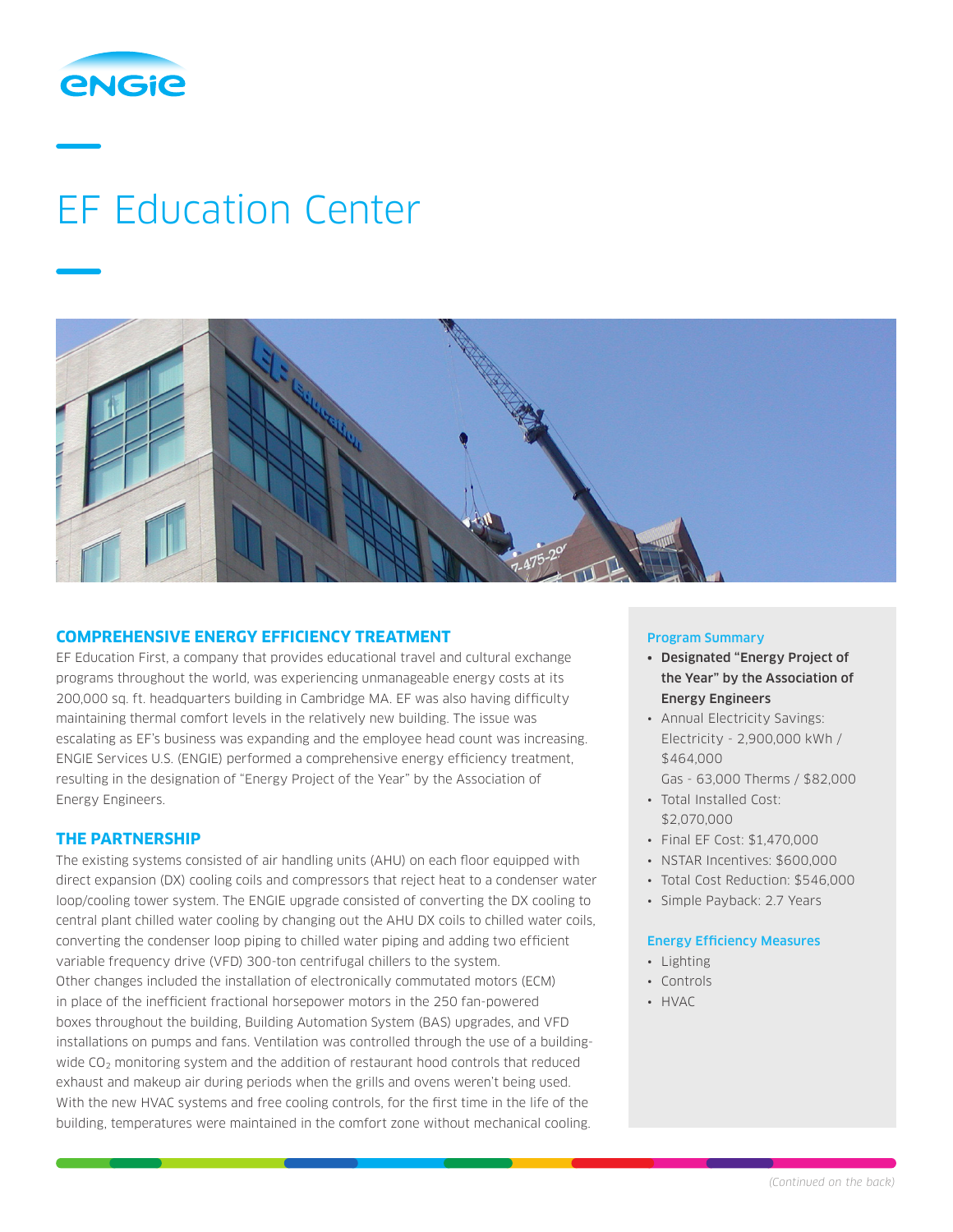# EF Education Center

## COMPREHENSIVE ENERGY EFFICIENCY TREATMENT

EF Education First, a company that provides educational travel and cultural exchange programs throughout the world, was experiencing unmanageable energy costs at its 200,000 sq. ft. headquarters building in Cambridge MA. EF was also having difficulty maintaining thermal comfort levels in the relatively new building. The issue was escalating as EF's business was expanding and the employee head count was increasing. ENGIE Services U.S. (ENGIE) performed a comprehensive energy efficiency treatment, resulting in the designation of "Energy Project of the Year" by the Association of Energy Engineers.

## THE PARTNERSHIP

The existing systems consisted of air handling units (AHU) on each floor equipped with direct expansion (DX) cooling coils and compressors that reject heat to a condenser water loop/cooling tower system. The ENGIE upgrade consisted of converting the DX cooling to central plant chilled water cooling by changing out the AHU DX coils to chilled water coils, converting the condenser loop piping to chilled water piping and adding two efficient variable frequency drive (VFD) 300-ton centrifugal chillers to the system.
Other changes included the installation of electronically commutated motors (ECM) in place of the inefficient fractional horsepower motors in the 250 fan-powered boxes throughout the building, Building Automation System (BAS) upgrades, and VFD installations on pumps and fans. Ventilation was controlled through the use of a building-wide $CO_2$ monitoring system and the addition of restaurant hood controls that reduced exhaust and makeup air during periods when the grills and ovens weren't being used. With the new HVAC systems and free cooling controls, for the first time in the life of the building, temperatures were maintained in the comfort zone without mechanical cooling.

### Program Summary

- **Designated "Energy Project of the Year" by the Association of Energy Engineers**
- Annual Electricity Savings:
  Electricity - 2,900,000 kWh / $464,000
  Gas - 63,000 Therms / $82,000
- Total Installed Cost: $2,070,000
- Final EF Cost: $1,470,000
- NSTAR Incentives: $600,000
- Total Cost Reduction: $546,000
- Simple Payback: 2.7 Years

### Energy Efficiency Measures

- Lighting
- Controls
- HVAC

*(Continued on the back)*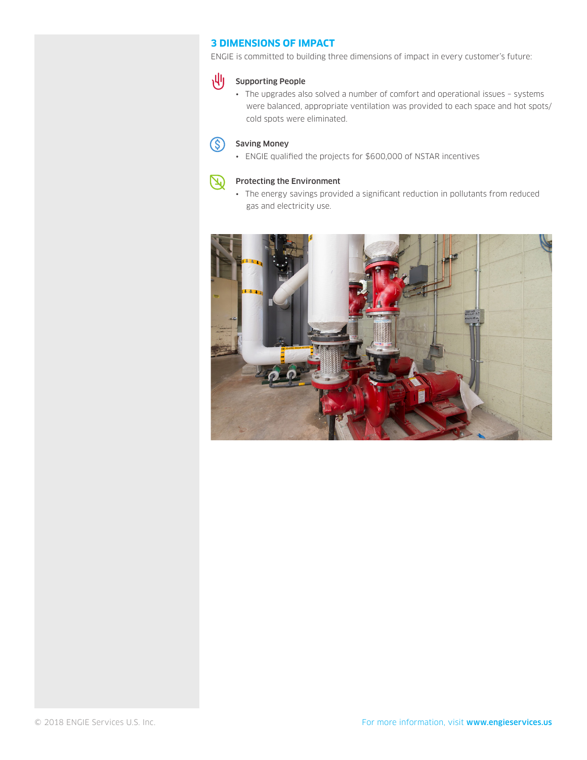## 3 DIMENSIONS OF IMPACT

ENGIE is committed to building three dimensions of impact in every customer's future:

### Supporting People

- The upgrades also solved a number of comfort and operational issues – systems were balanced, appropriate ventilation was provided to each space and hot spots/cold spots were eliminated.

### Saving Money

- ENGIE qualified the projects for $600,000 of NSTAR incentives

### Protecting the Environment

- The energy savings provided a significant reduction in pollutants from reduced gas and electricity use.

© 2018 ENGIE Services U.S. Inc.

For more information, visit **www.engieservices.us**